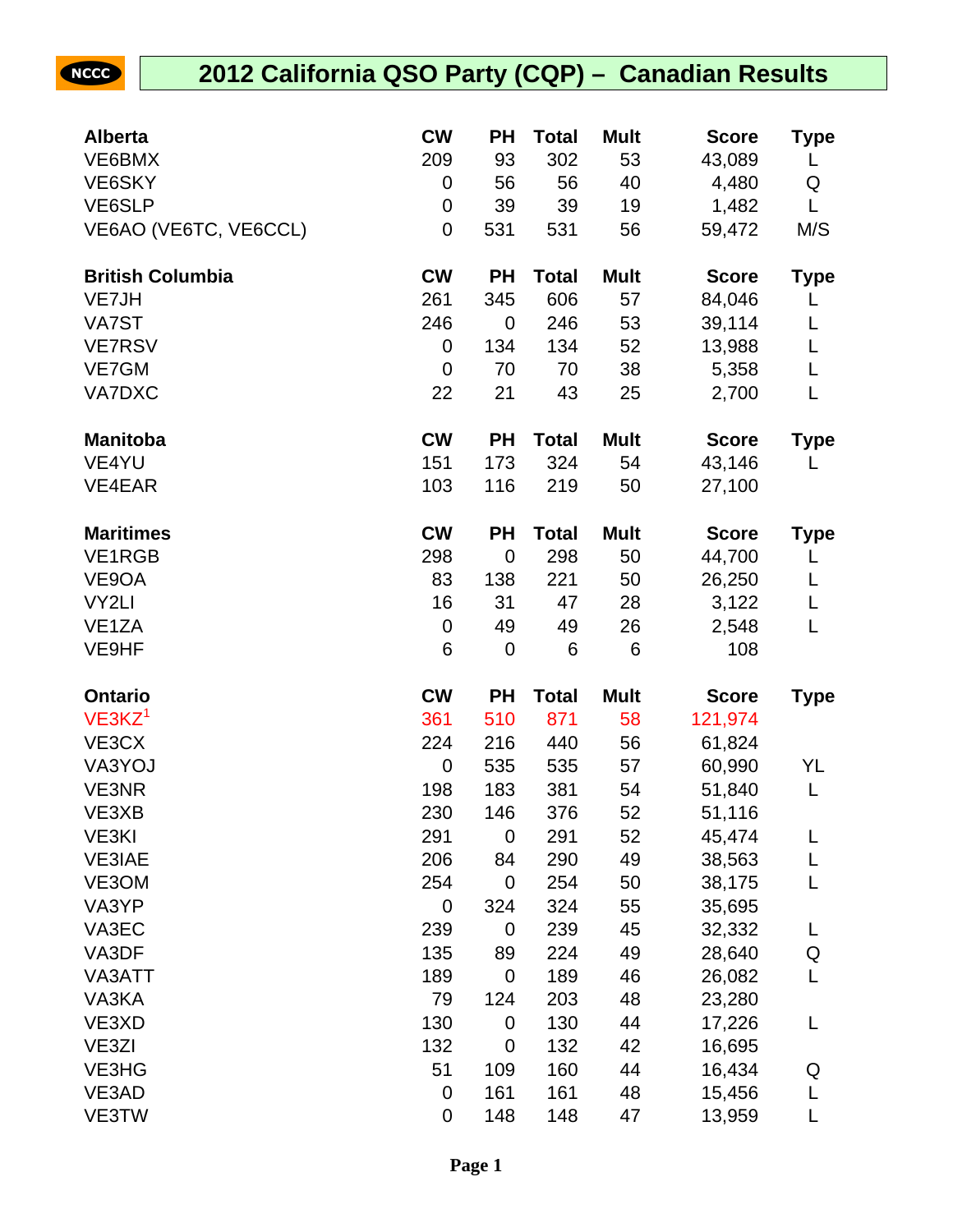# 2012 California QSO Party (CQP) – Canadian Results

| Alberta | CW | PH | Total | Mult | Score | Type |
|---|---|---|---|---|---|---|
| VE6BMX | 209 | 93 | 302 | 53 | 43,089 | L |
| VE6SKY | 0 | 56 | 56 | 40 | 4,480 | Q |
| VE6SLP | 0 | 39 | 39 | 19 | 1,482 | L |
| VE6AO (VE6TC, VE6CCL) | 0 | 531 | 531 | 56 | 59,472 | M/S |

| British Columbia | CW | PH | Total | Mult | Score | Type |
|---|---|---|---|---|---|---|
| VE7JH | 261 | 345 | 606 | 57 | 84,046 | L |
| VA7ST | 246 | 0 | 246 | 53 | 39,114 | L |
| VE7RSV | 0 | 134 | 134 | 52 | 13,988 | L |
| VE7GM | 0 | 70 | 70 | 38 | 5,358 | L |
| VA7DXC | 22 | 21 | 43 | 25 | 2,700 | L |

| Manitoba | CW | PH | Total | Mult | Score | Type |
|---|---|---|---|---|---|---|
| VE4YU | 151 | 173 | 324 | 54 | 43,146 | L |
| VE4EAR | 103 | 116 | 219 | 50 | 27,100 | |

| Maritimes | CW | PH | Total | Mult | Score | Type |
|---|---|---|---|---|---|---|
| VE1RGB | 298 | 0 | 298 | 50 | 44,700 | L |
| VE9OA | 83 | 138 | 221 | 50 | 26,250 | L |
| VY2LI | 16 | 31 | 47 | 28 | 3,122 | L |
| VE1ZA | 0 | 49 | 49 | 26 | 2,548 | L |
| VE9HF | 6 | 0 | 6 | 6 | 108 | |

| Ontario | CW | PH | Total | Mult | Score | Type |
|---|---|---|---|---|---|---|
| VE3KZ[1] | 361 | 510 | 871 | 58 | 121,974 | |
| VE3CX | 224 | 216 | 440 | 56 | 61,824 | |
| VA3YOJ | 0 | 535 | 535 | 57 | 60,990 | YL |
| VE3NR | 198 | 183 | 381 | 54 | 51,840 | L |
| VE3XB | 230 | 146 | 376 | 52 | 51,116 | |
| VE3KI | 291 | 0 | 291 | 52 | 45,474 | L |
| VE3IAE | 206 | 84 | 290 | 49 | 38,563 | L |
| VE3OM | 254 | 0 | 254 | 50 | 38,175 | L |
| VA3YP | 0 | 324 | 324 | 55 | 35,695 | |
| VA3EC | 239 | 0 | 239 | 45 | 32,332 | L |
| VA3DF | 135 | 89 | 224 | 49 | 28,640 | Q |
| VA3ATT | 189 | 0 | 189 | 46 | 26,082 | L |
| VA3KA | 79 | 124 | 203 | 48 | 23,280 | |
| VE3XD | 130 | 0 | 130 | 44 | 17,226 | L |
| VE3ZI | 132 | 0 | 132 | 42 | 16,695 | |
| VE3HG | 51 | 109 | 160 | 44 | 16,434 | Q |
| VE3AD | 0 | 161 | 161 | 48 | 15,456 | L |
| VE3TW | 0 | 148 | 148 | 47 | 13,959 | L |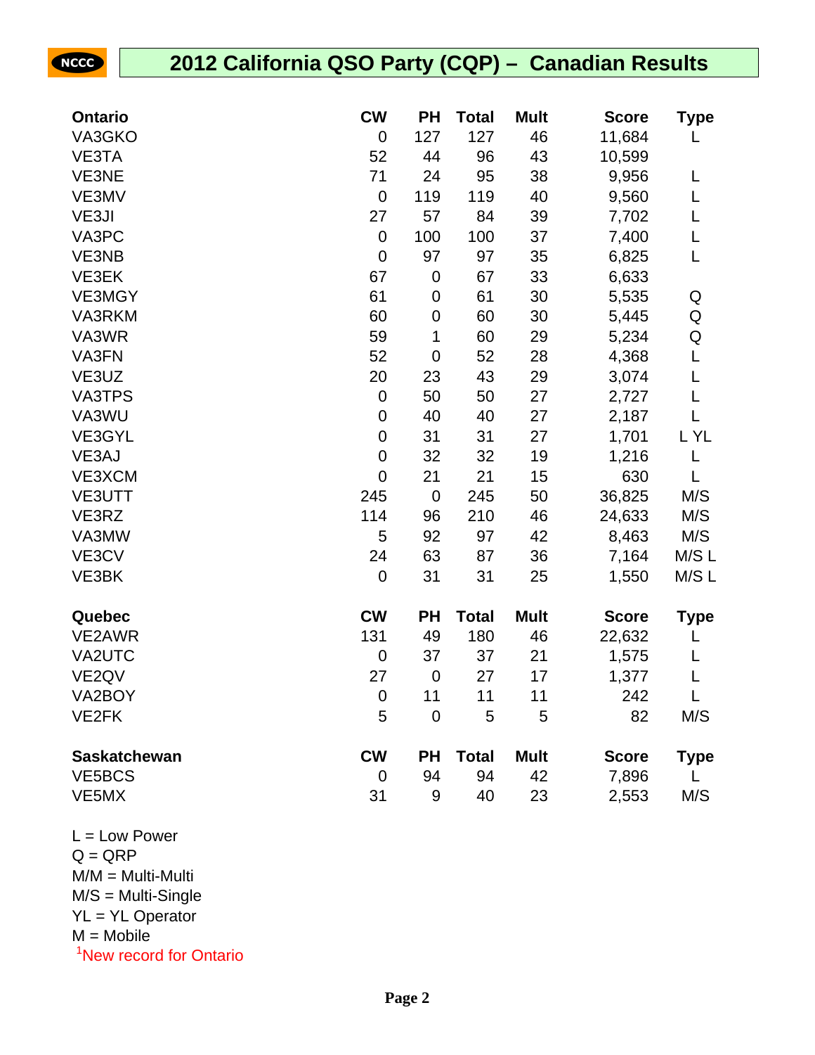# 2012 California QSO Party (CQP) – Canadian Results

| Ontario | CW | PH | Total | Mult | Score | Type |
|---|---|---|---|---|---|---|
| VA3GKO | 0 | 127 | 127 | 46 | 11,684 | L |
| VE3TA | 52 | 44 | 96 | 43 | 10,599 | |
| VE3NE | 71 | 24 | 95 | 38 | 9,956 | L |
| VE3MV | 0 | 119 | 119 | 40 | 9,560 | L |
| VE3JI | 27 | 57 | 84 | 39 | 7,702 | L |
| VA3PC | 0 | 100 | 100 | 37 | 7,400 | L |
| VE3NB | 0 | 97 | 97 | 35 | 6,825 | L |
| VE3EK | 67 | 0 | 67 | 33 | 6,633 | |
| VE3MGY | 61 | 0 | 61 | 30 | 5,535 | Q |
| VA3RKM | 60 | 0 | 60 | 30 | 5,445 | Q |
| VA3WR | 59 | 1 | 60 | 29 | 5,234 | Q |
| VA3FN | 52 | 0 | 52 | 28 | 4,368 | L |
| VE3UZ | 20 | 23 | 43 | 29 | 3,074 | L |
| VA3TPS | 0 | 50 | 50 | 27 | 2,727 | L |
| VA3WU | 0 | 40 | 40 | 27 | 2,187 | L |
| VE3GYL | 0 | 31 | 31 | 27 | 1,701 | L YL |
| VE3AJ | 0 | 32 | 32 | 19 | 1,216 | L |
| VE3XCM | 0 | 21 | 21 | 15 | 630 | L |
| VE3UTT | 245 | 0 | 245 | 50 | 36,825 | M/S |
| VE3RZ | 114 | 96 | 210 | 46 | 24,633 | M/S |
| VA3MW | 5 | 92 | 97 | 42 | 8,463 | M/S |
| VE3CV | 24 | 63 | 87 | 36 | 7,164 | M/S L |
| VE3BK | 0 | 31 | 31 | 25 | 1,550 | M/S L |

| Quebec | CW | PH | Total | Mult | Score | Type |
|---|---|---|---|---|---|---|
| VE2AWR | 131 | 49 | 180 | 46 | 22,632 | L |
| VA2UTC | 0 | 37 | 37 | 21 | 1,575 | L |
| VE2QV | 27 | 0 | 27 | 17 | 1,377 | L |
| VA2BOY | 0 | 11 | 11 | 11 | 242 | L |
| VE2FK | 5 | 0 | 5 | 5 | 82 | M/S |

| Saskatchewan | CW | PH | Total | Mult | Score | Type |
|---|---|---|---|---|---|---|
| VE5BCS | 0 | 94 | 94 | 42 | 7,896 | L |
| VE5MX | 31 | 9 | 40 | 23 | 2,553 | M/S |

L = Low Power
Q = QRP
M/M = Multi-Multi
M/S = Multi-Single
YL = YL Operator
M = Mobile
[1]New record for Ontario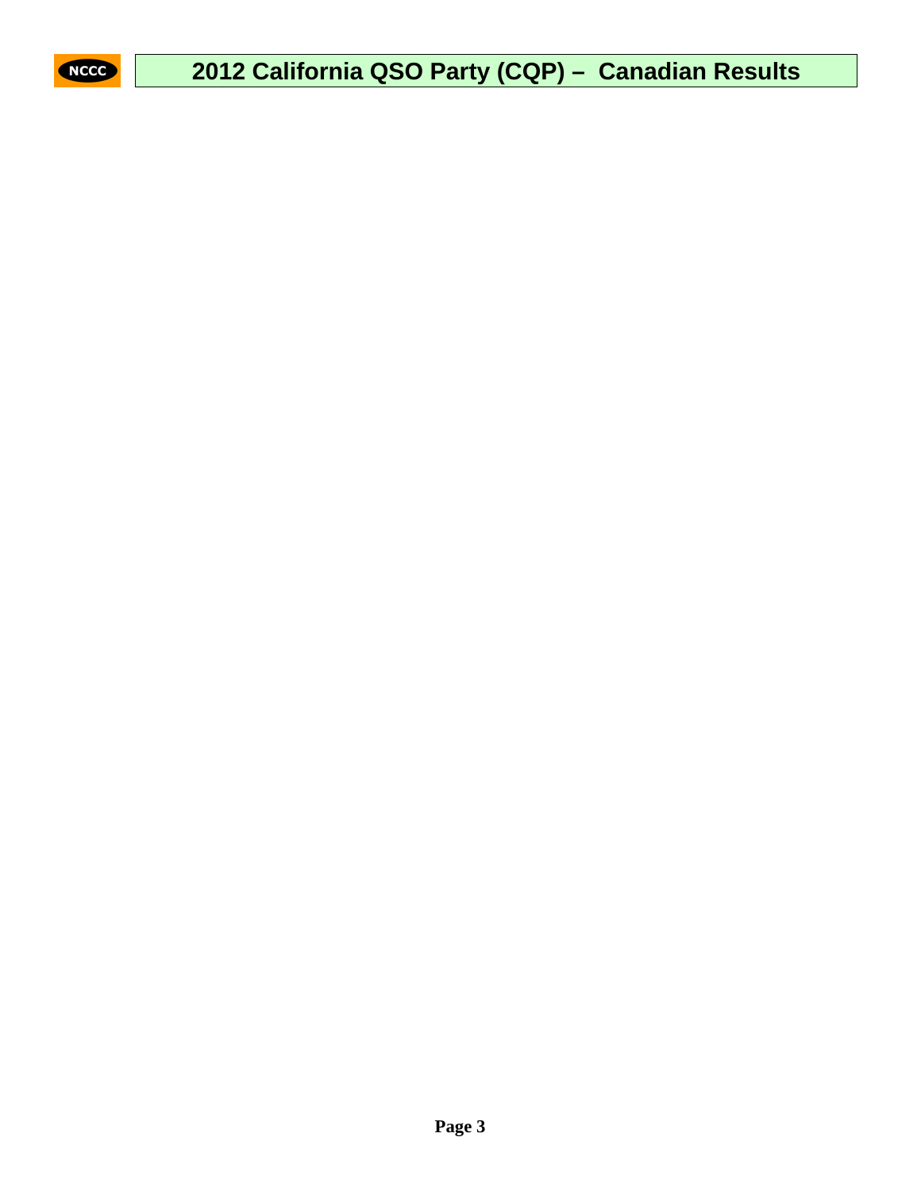# 2012 California QSO Party (CQP) – Canadian Results